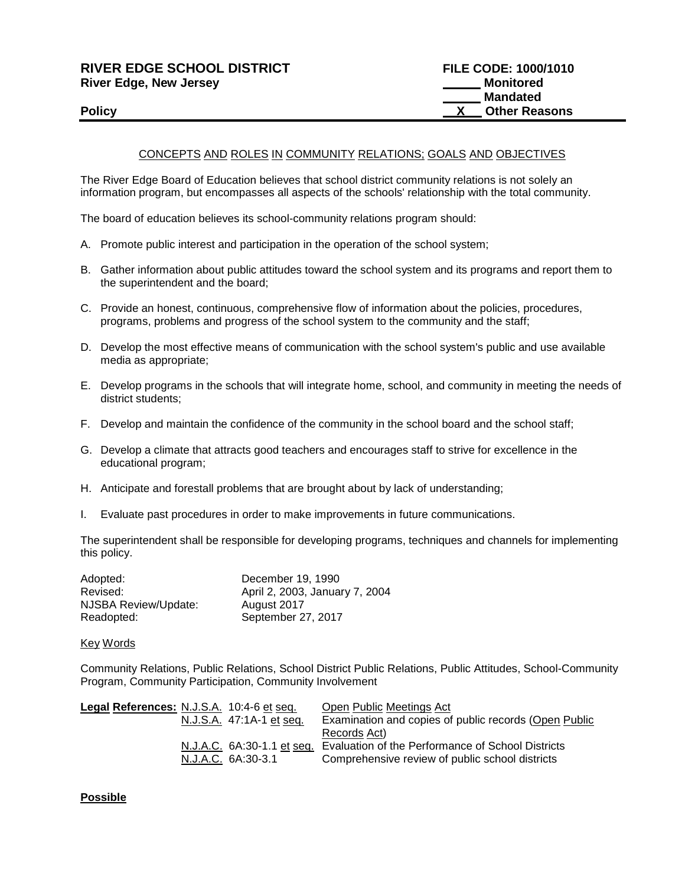**RIVER EDGE SCHOOL DISTRICT**
**River Edge, New Jersey**

**Policy**

**FILE CODE: 1000/1010**
**\_\_\_\_\_\_ Monitored**
**\_\_\_\_\_\_ Mandated**
**\_\_X\_\_ Other Reasons**

---

## CONCEPTS AND ROLES IN COMMUNITY RELATIONS; GOALS AND OBJECTIVES

The River Edge Board of Education believes that school district community relations is not solely an information program, but encompasses all aspects of the schools' relationship with the total community.

The board of education believes its school-community relations program should:

A. Promote public interest and participation in the operation of the school system;

B. Gather information about public attitudes toward the school system and its programs and report them to the superintendent and the board;

C. Provide an honest, continuous, comprehensive flow of information about the policies, procedures, programs, problems and progress of the school system to the community and the staff;

D. Develop the most effective means of communication with the school system's public and use available media as appropriate;

E. Develop programs in the schools that will integrate home, school, and community in meeting the needs of district students;

F. Develop and maintain the confidence of the community in the school board and the school staff;

G. Develop a climate that attracts good teachers and encourages staff to strive for excellence in the educational program;

H. Anticipate and forestall problems that are brought about by lack of understanding;

I. Evaluate past procedures in order to make improvements in future communications.

The superintendent shall be responsible for developing programs, techniques and channels for implementing this policy.

| | |
|---|---|
| Adopted: | December 19, 1990 |
| Revised: | April 2, 2003, January 7, 2004 |
| NJSBA Review/Update: | August 2017 |
| Readopted: | September 27, 2017 |

Key Words

Community Relations, Public Relations, School District Public Relations, Public Attitudes, School-Community Program, Community Participation, Community Involvement

| **Legal References:** | | |
|---|---|---|
| | N.J.S.A. 10:4-6 et seq. | Open Public Meetings Act |
| | N.J.S.A. 47:1A-1 et seq. | Examination and copies of public records (Open Public Records Act) |
| | N.J.A.C. 6A:30-1.1 et seq. | Evaluation of the Performance of School Districts |
| | N.J.A.C. 6A:30-3.1 | Comprehensive review of public school districts |

**Possible**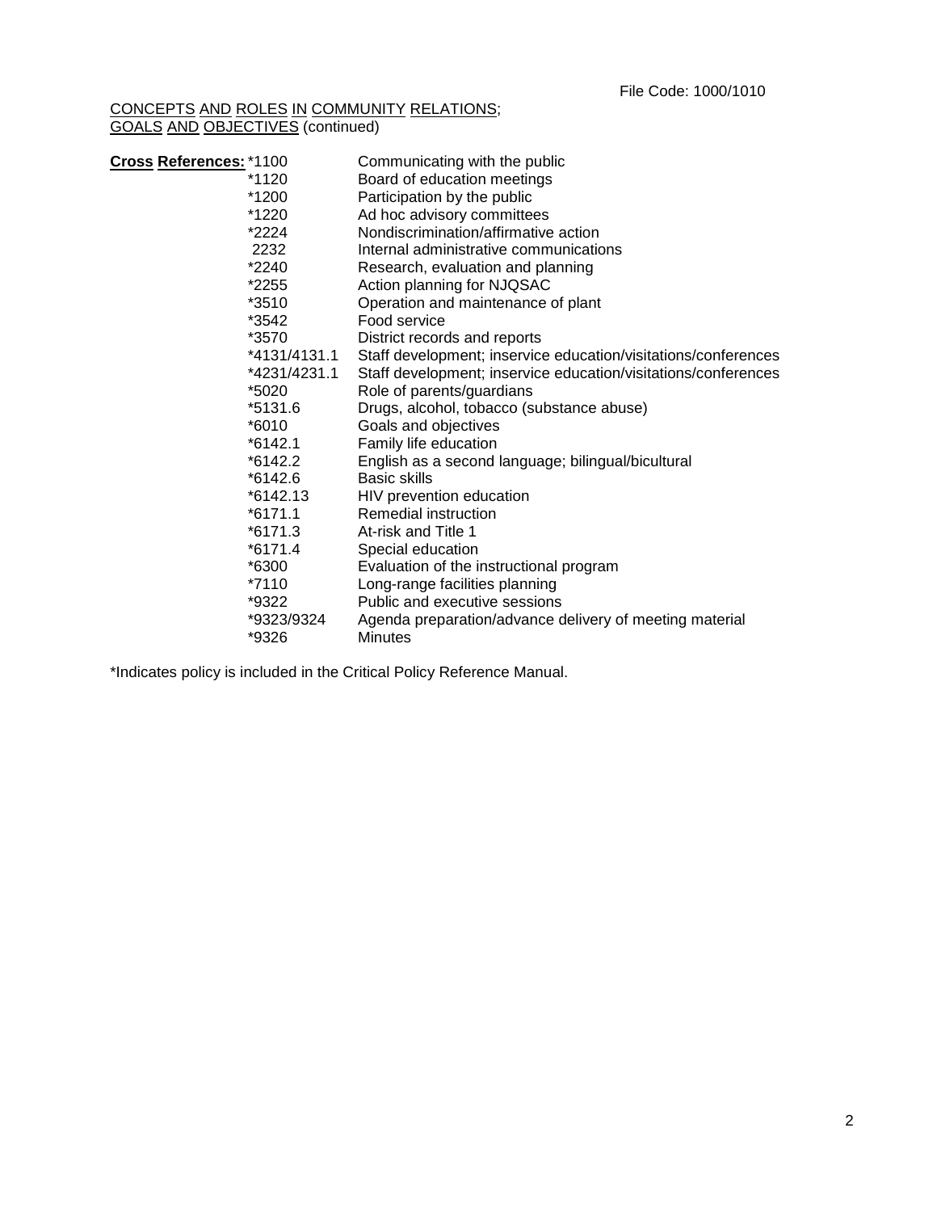CONCEPTS AND ROLES IN COMMUNITY RELATIONS;
GOALS AND OBJECTIVES (continued)

**Cross References:**

| | |
|---|---|
| *1100 | Communicating with the public |
| *1120 | Board of education meetings |
| *1200 | Participation by the public |
| *1220 | Ad hoc advisory committees |
| *2224 | Nondiscrimination/affirmative action |
| 2232 | Internal administrative communications |
| *2240 | Research, evaluation and planning |
| *2255 | Action planning for NJQSAC |
| *3510 | Operation and maintenance of plant |
| *3542 | Food service |
| *3570 | District records and reports |
| *4131/4131.1 | Staff development; inservice education/visitations/conferences |
| *4231/4231.1 | Staff development; inservice education/visitations/conferences |
| *5020 | Role of parents/guardians |
| *5131.6 | Drugs, alcohol, tobacco (substance abuse) |
| *6010 | Goals and objectives |
| *6142.1 | Family life education |
| *6142.2 | English as a second language; bilingual/bicultural |
| *6142.6 | Basic skills |
| *6142.13 | HIV prevention education |
| *6171.1 | Remedial instruction |
| *6171.3 | At-risk and Title 1 |
| *6171.4 | Special education |
| *6300 | Evaluation of the instructional program |
| *7110 | Long-range facilities planning |
| *9322 | Public and executive sessions |
| *9323/9324 | Agenda preparation/advance delivery of meeting material |
| *9326 | Minutes |

*Indicates policy is included in the Critical Policy Reference Manual.